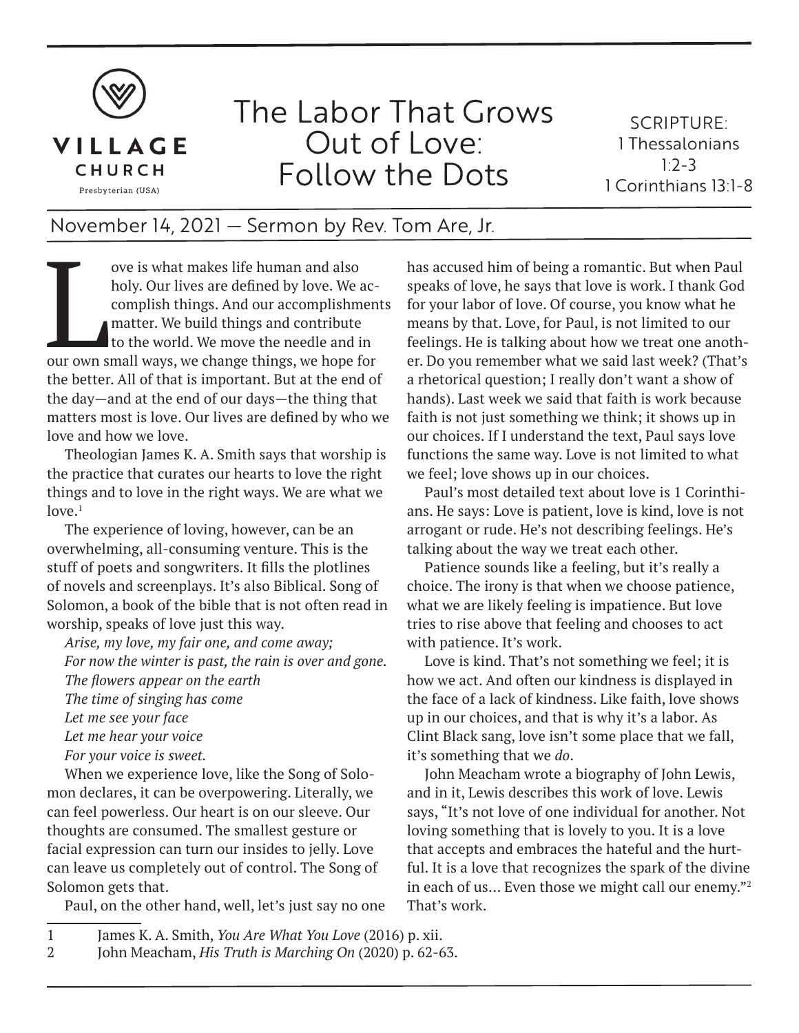VILLAGE CHURCH
Presbyterian (USA)

# The Labor That Grows Out of Love: Follow the Dots

SCRIPTURE:
1 Thessalonians 1:2-3
1 Corinthians 13:1-8

November 14, 2021 — Sermon by Rev. Tom Are, Jr.

Love is what makes life human and also holy. Our lives are defined by love. We accomplish things. And our accomplishments matter. We build things and contribute to the world. We move the needle and in our own small ways, we change things, we hope for the better. All of that is important. But at the end of the day—and at the end of our days—the thing that matters most is love. Our lives are defined by who we love and how we love.

Theologian James K. A. Smith says that worship is the practice that curates our hearts to love the right things and to love in the right ways. We are what we love.[1]

The experience of loving, however, can be an overwhelming, all-consuming venture. This is the stuff of poets and songwriters. It fills the plotlines of novels and screenplays. It's also Biblical. Song of Solomon, a book of the bible that is not often read in worship, speaks of love just this way.

*Arise, my love, my fair one, and come away;*
*For now the winter is past, the rain is over and gone.*
*The flowers appear on the earth*
*The time of singing has come*
*Let me see your face*
*Let me hear your voice*
*For your voice is sweet.*

When we experience love, like the Song of Solomon declares, it can be overpowering. Literally, we can feel powerless. Our heart is on our sleeve. Our thoughts are consumed. The smallest gesture or facial expression can turn our insides to jelly. Love can leave us completely out of control. The Song of Solomon gets that.

Paul, on the other hand, well, let's just say no one has accused him of being a romantic. But when Paul speaks of love, he says that love is work. I thank God for your labor of love. Of course, you know what he means by that. Love, for Paul, is not limited to our feelings. He is talking about how we treat one another. Do you remember what we said last week? (That's a rhetorical question; I really don't want a show of hands). Last week we said that faith is work because faith is not just something we think; it shows up in our choices. If I understand the text, Paul says love functions the same way. Love is not limited to what we feel; love shows up in our choices.

Paul's most detailed text about love is 1 Corinthians. He says: Love is patient, love is kind, love is not arrogant or rude. He's not describing feelings. He's talking about the way we treat each other.

Patience sounds like a feeling, but it's really a choice. The irony is that when we choose patience, what we are likely feeling is impatience. But love tries to rise above that feeling and chooses to act with patience. It's work.

Love is kind. That's not something we feel; it is how we act. And often our kindness is displayed in the face of a lack of kindness. Like faith, love shows up in our choices, and that is why it's a labor. As Clint Black sang, love isn't some place that we fall, it's something that we *do*.

John Meacham wrote a biography of John Lewis, and in it, Lewis describes this work of love. Lewis says, "It's not love of one individual for another. Not loving something that is lovely to you. It is a love that accepts and embraces the hateful and the hurtful. It is a love that recognizes the spark of the divine in each of us… Even those we might call our enemy."[2] That's work.

---

1 James K. A. Smith, *You Are What You Love* (2016) p. xii.
2 John Meacham, *His Truth is Marching On* (2020) p. 62-63.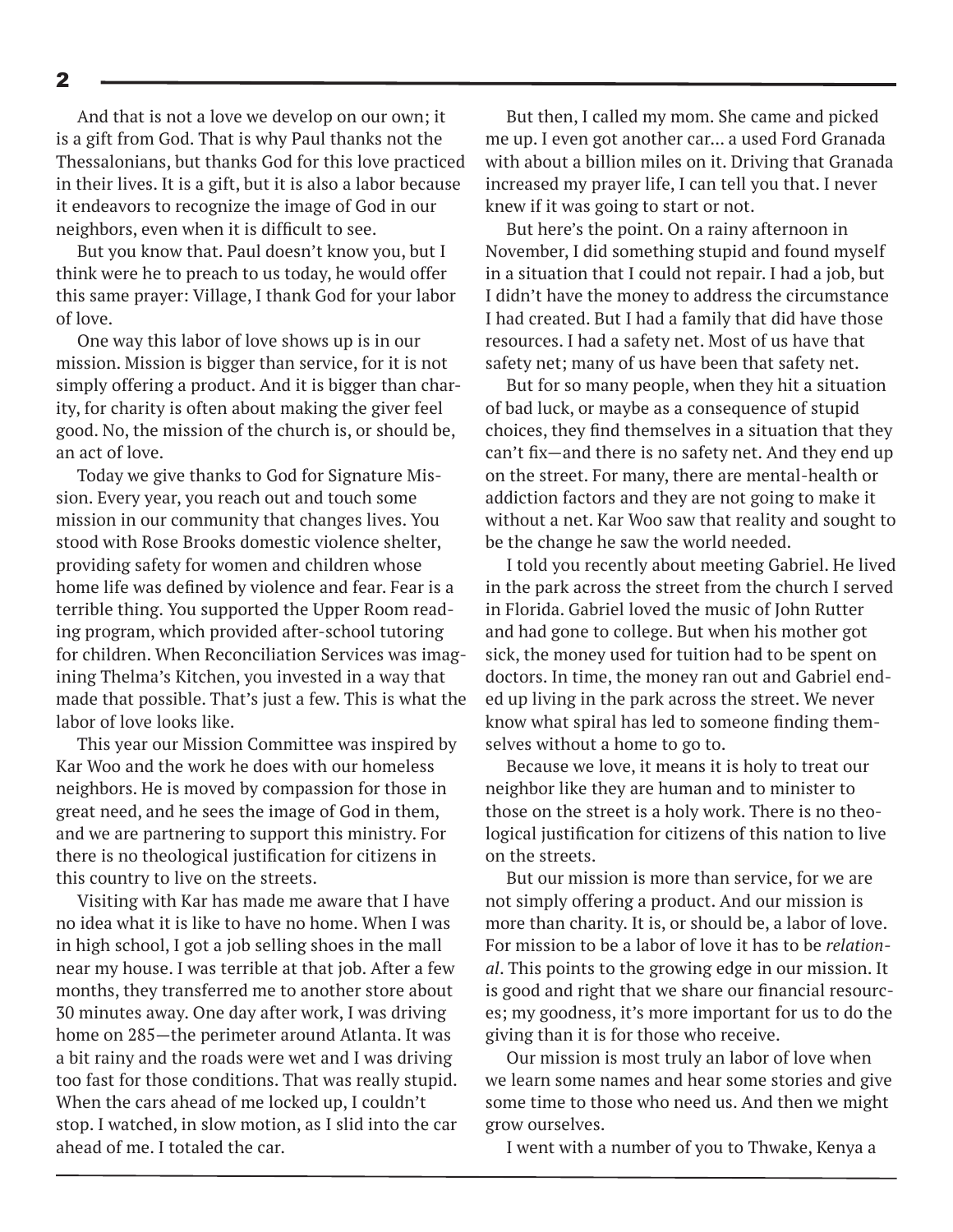And that is not a love we develop on our own; it is a gift from God. That is why Paul thanks not the Thessalonians, but thanks God for this love practiced in their lives. It is a gift, but it is also a labor because it endeavors to recognize the image of God in our neighbors, even when it is difficult to see.

But you know that. Paul doesn't know you, but I think were he to preach to us today, he would offer this same prayer: Village, I thank God for your labor of love.

One way this labor of love shows up is in our mission. Mission is bigger than service, for it is not simply offering a product. And it is bigger than charity, for charity is often about making the giver feel good. No, the mission of the church is, or should be, an act of love.

Today we give thanks to God for Signature Mission. Every year, you reach out and touch some mission in our community that changes lives. You stood with Rose Brooks domestic violence shelter, providing safety for women and children whose home life was defined by violence and fear. Fear is a terrible thing. You supported the Upper Room reading program, which provided after-school tutoring for children. When Reconciliation Services was imagining Thelma's Kitchen, you invested in a way that made that possible. That's just a few. This is what the labor of love looks like.

This year our Mission Committee was inspired by Kar Woo and the work he does with our homeless neighbors. He is moved by compassion for those in great need, and he sees the image of God in them, and we are partnering to support this ministry. For there is no theological justification for citizens in this country to live on the streets.

Visiting with Kar has made me aware that I have no idea what it is like to have no home. When I was in high school, I got a job selling shoes in the mall near my house. I was terrible at that job. After a few months, they transferred me to another store about 30 minutes away. One day after work, I was driving home on 285—the perimeter around Atlanta. It was a bit rainy and the roads were wet and I was driving too fast for those conditions. That was really stupid. When the cars ahead of me locked up, I couldn't stop. I watched, in slow motion, as I slid into the car ahead of me. I totaled the car.

But then, I called my mom. She came and picked me up. I even got another car... a used Ford Granada with about a billion miles on it. Driving that Granada increased my prayer life, I can tell you that. I never knew if it was going to start or not.

But here's the point. On a rainy afternoon in November, I did something stupid and found myself in a situation that I could not repair. I had a job, but I didn't have the money to address the circumstance I had created. But I had a family that did have those resources. I had a safety net. Most of us have that safety net; many of us have been that safety net.

But for so many people, when they hit a situation of bad luck, or maybe as a consequence of stupid choices, they find themselves in a situation that they can't fix—and there is no safety net. And they end up on the street. For many, there are mental-health or addiction factors and they are not going to make it without a net. Kar Woo saw that reality and sought to be the change he saw the world needed.

I told you recently about meeting Gabriel. He lived in the park across the street from the church I served in Florida. Gabriel loved the music of John Rutter and had gone to college. But when his mother got sick, the money used for tuition had to be spent on doctors. In time, the money ran out and Gabriel ended up living in the park across the street. We never know what spiral has led to someone finding themselves without a home to go to.

Because we love, it means it is holy to treat our neighbor like they are human and to minister to those on the street is a holy work. There is no theological justification for citizens of this nation to live on the streets.

But our mission is more than service, for we are not simply offering a product. And our mission is more than charity. It is, or should be, a labor of love. For mission to be a labor of love it has to be *relational*. This points to the growing edge in our mission. It is good and right that we share our financial resources; my goodness, it's more important for us to do the giving than it is for those who receive.

Our mission is most truly an labor of love when we learn some names and hear some stories and give some time to those who need us. And then we might grow ourselves.

I went with a number of you to Thwake, Kenya a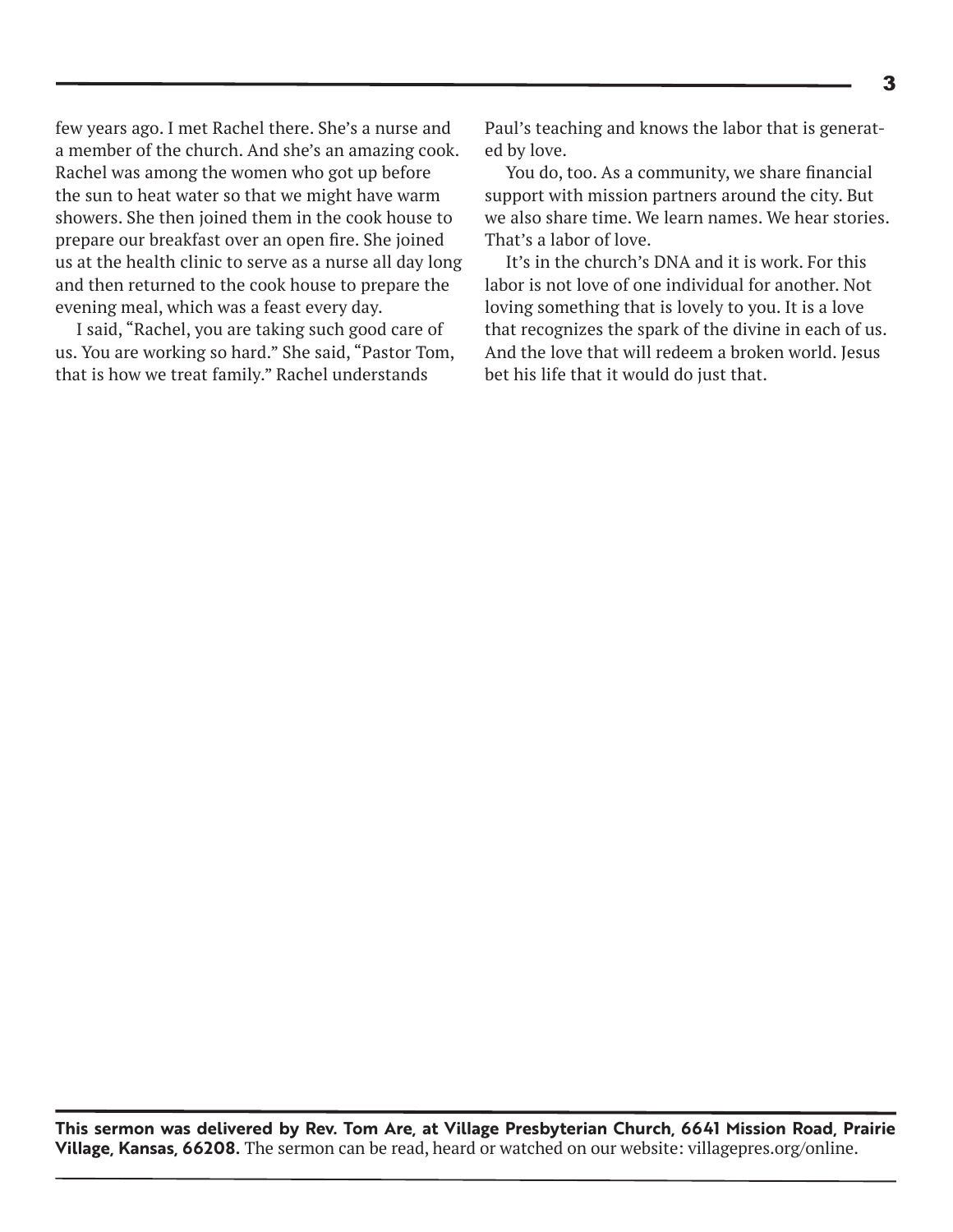few years ago. I met Rachel there. She's a nurse and a member of the church. And she's an amazing cook. Rachel was among the women who got up before the sun to heat water so that we might have warm showers. She then joined them in the cook house to prepare our breakfast over an open fire. She joined us at the health clinic to serve as a nurse all day long and then returned to the cook house to prepare the evening meal, which was a feast every day.

I said, "Rachel, you are taking such good care of us. You are working so hard." She said, "Pastor Tom, that is how we treat family." Rachel understands Paul's teaching and knows the labor that is generated by love.

You do, too. As a community, we share financial support with mission partners around the city. But we also share time. We learn names. We hear stories. That's a labor of love.

It's in the church's DNA and it is work. For this labor is not love of one individual for another. Not loving something that is lovely to you. It is a love that recognizes the spark of the divine in each of us. And the love that will redeem a broken world. Jesus bet his life that it would do just that.

**This sermon was delivered by Rev. Tom Are, at Village Presbyterian Church, 6641 Mission Road, Prairie Village, Kansas, 66208.** The sermon can be read, heard or watched on our website: villagepres.org/online.